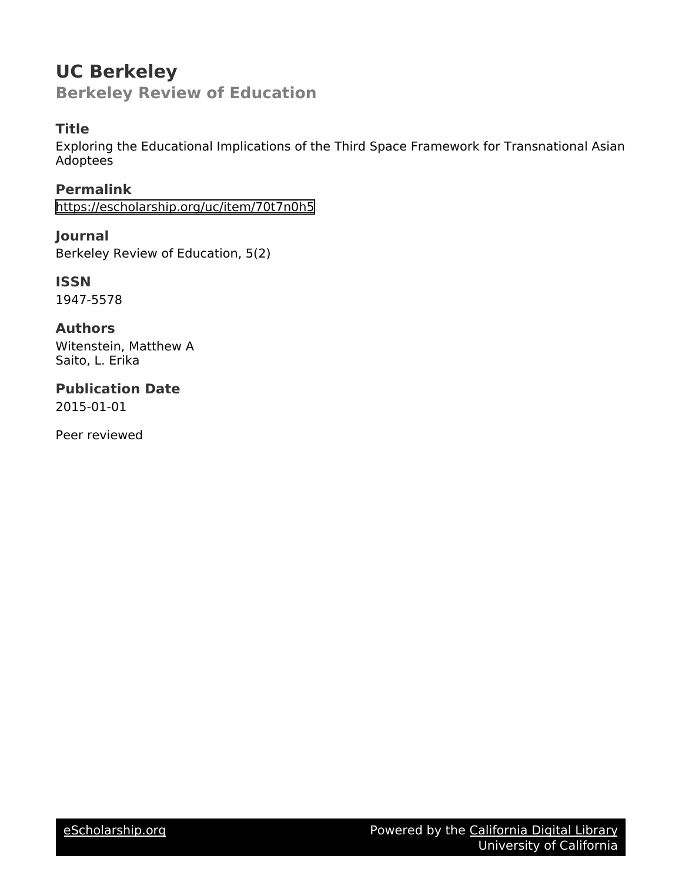# UC Berkeley

## Berkeley Review of Education

### Title

Exploring the Educational Implications of the Third Space Framework for Transnational Asian Adoptees

### Permalink

https://escholarship.org/uc/item/70t7n0h5

### Journal

Berkeley Review of Education, 5(2)

### ISSN

1947-5578

### Authors

Witenstein, Matthew A
Saito, L. Erika

### Publication Date

2015-01-01

Peer reviewed

eScholarship.org Powered by the California Digital Library University of California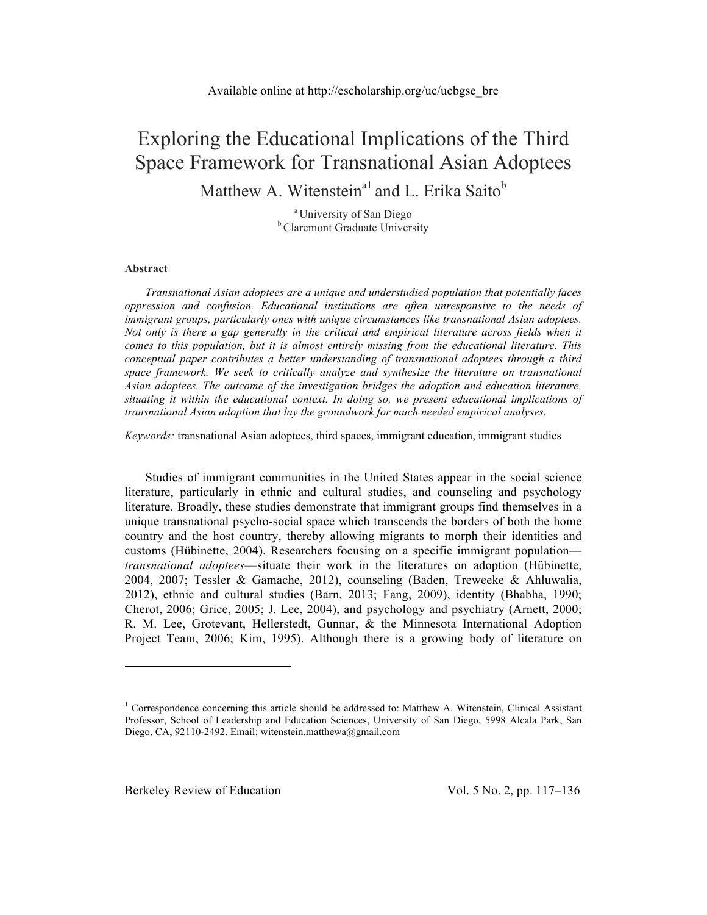Available online at http://escholarship.org/uc/ucbgse_bre

# Exploring the Educational Implications of the Third Space Framework for Transnational Asian Adoptees

Matthew A. Witenstein[a1] and L. Erika Saito[b]

[a] University of San Diego
[b] Claremont Graduate University

#### Abstract

*Transnational Asian adoptees are a unique and understudied population that potentially faces oppression and confusion. Educational institutions are often unresponsive to the needs of immigrant groups, particularly ones with unique circumstances like transnational Asian adoptees. Not only is there a gap generally in the critical and empirical literature across fields when it comes to this population, but it is almost entirely missing from the educational literature. This conceptual paper contributes a better understanding of transnational adoptees through a third space framework. We seek to critically analyze and synthesize the literature on transnational Asian adoptees. The outcome of the investigation bridges the adoption and education literature, situating it within the educational context. In doing so, we present educational implications of transnational Asian adoption that lay the groundwork for much needed empirical analyses.*

*Keywords:* transnational Asian adoptees, third spaces, immigrant education, immigrant studies

Studies of immigrant communities in the United States appear in the social science literature, particularly in ethnic and cultural studies, and counseling and psychology literature. Broadly, these studies demonstrate that immigrant groups find themselves in a unique transnational psycho-social space which transcends the borders of both the home country and the host country, thereby allowing migrants to morph their identities and customs (Hübinette, 2004). Researchers focusing on a specific immigrant population—*transnational adoptees*—situate their work in the literatures on adoption (Hübinette, 2004, 2007; Tessler & Gamache, 2012), counseling (Baden, Treweeke & Ahluwalia, 2012), ethnic and cultural studies (Barn, 2013; Fang, 2009), identity (Bhabha, 1990; Cherot, 2006; Grice, 2005; J. Lee, 2004), and psychology and psychiatry (Arnett, 2000; R. M. Lee, Grotevant, Hellerstedt, Gunnar, & the Minnesota International Adoption Project Team, 2006; Kim, 1995). Although there is a growing body of literature on

---

[1] Correspondence concerning this article should be addressed to: Matthew A. Witenstein, Clinical Assistant Professor, School of Leadership and Education Sciences, University of San Diego, 5998 Alcala Park, San Diego, CA, 92110-2492. Email: witenstein.matthewa@gmail.com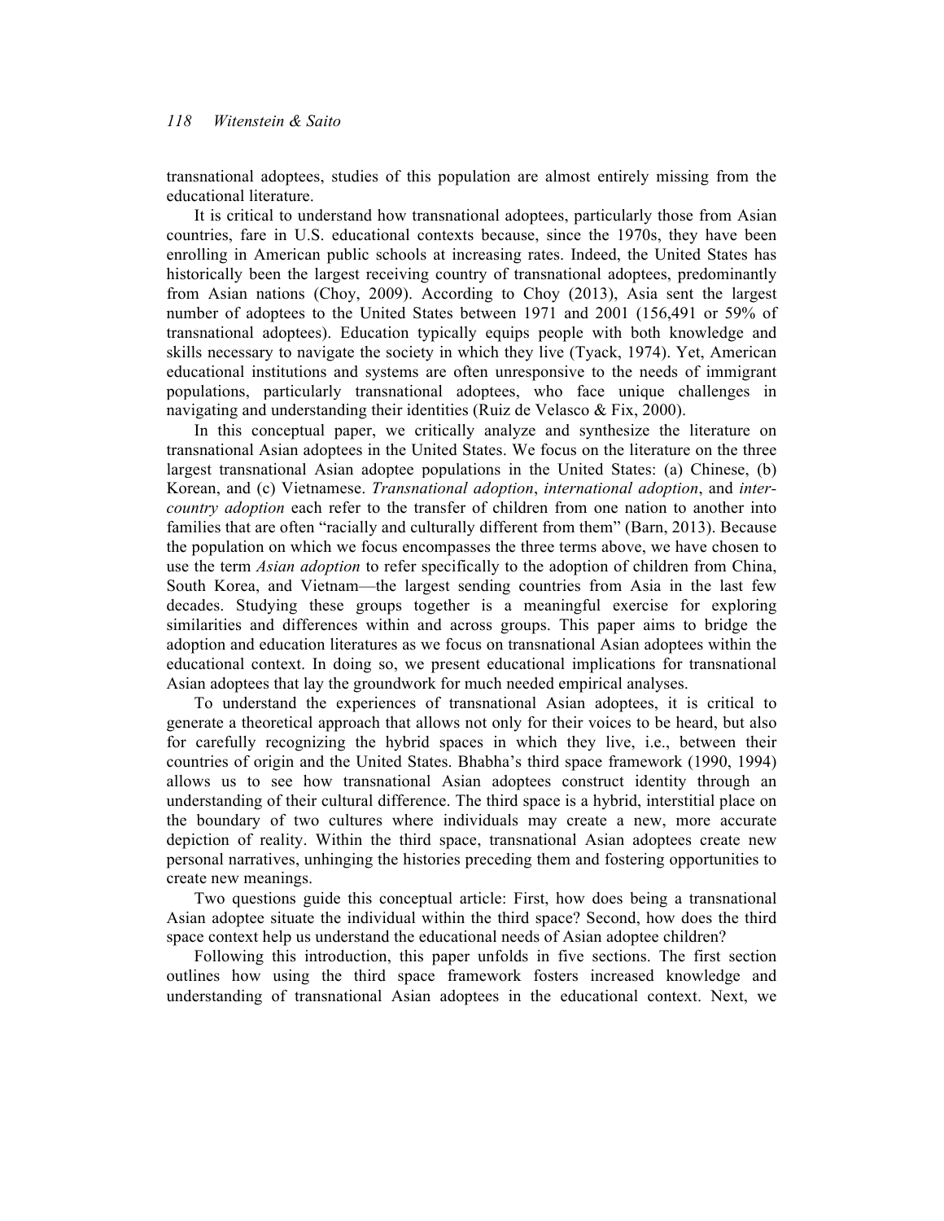transnational adoptees, studies of this population are almost entirely missing from the educational literature.

It is critical to understand how transnational adoptees, particularly those from Asian countries, fare in U.S. educational contexts because, since the 1970s, they have been enrolling in American public schools at increasing rates. Indeed, the United States has historically been the largest receiving country of transnational adoptees, predominantly from Asian nations (Choy, 2009). According to Choy (2013), Asia sent the largest number of adoptees to the United States between 1971 and 2001 (156,491 or 59% of transnational adoptees). Education typically equips people with both knowledge and skills necessary to navigate the society in which they live (Tyack, 1974). Yet, American educational institutions and systems are often unresponsive to the needs of immigrant populations, particularly transnational adoptees, who face unique challenges in navigating and understanding their identities (Ruiz de Velasco & Fix, 2000).

In this conceptual paper, we critically analyze and synthesize the literature on transnational Asian adoptees in the United States. We focus on the literature on the three largest transnational Asian adoptee populations in the United States: (a) Chinese, (b) Korean, and (c) Vietnamese. *Transnational adoption*, *international adoption*, and *inter-country adoption* each refer to the transfer of children from one nation to another into families that are often "racially and culturally different from them" (Barn, 2013). Because the population on which we focus encompasses the three terms above, we have chosen to use the term *Asian adoption* to refer specifically to the adoption of children from China, South Korea, and Vietnam—the largest sending countries from Asia in the last few decades. Studying these groups together is a meaningful exercise for exploring similarities and differences within and across groups. This paper aims to bridge the adoption and education literatures as we focus on transnational Asian adoptees within the educational context. In doing so, we present educational implications for transnational Asian adoptees that lay the groundwork for much needed empirical analyses.

To understand the experiences of transnational Asian adoptees, it is critical to generate a theoretical approach that allows not only for their voices to be heard, but also for carefully recognizing the hybrid spaces in which they live, i.e., between their countries of origin and the United States. Bhabha's third space framework (1990, 1994) allows us to see how transnational Asian adoptees construct identity through an understanding of their cultural difference. The third space is a hybrid, interstitial place on the boundary of two cultures where individuals may create a new, more accurate depiction of reality. Within the third space, transnational Asian adoptees create new personal narratives, unhinging the histories preceding them and fostering opportunities to create new meanings.

Two questions guide this conceptual article: First, how does being a transnational Asian adoptee situate the individual within the third space? Second, how does the third space context help us understand the educational needs of Asian adoptee children?

Following this introduction, this paper unfolds in five sections. The first section outlines how using the third space framework fosters increased knowledge and understanding of transnational Asian adoptees in the educational context. Next, we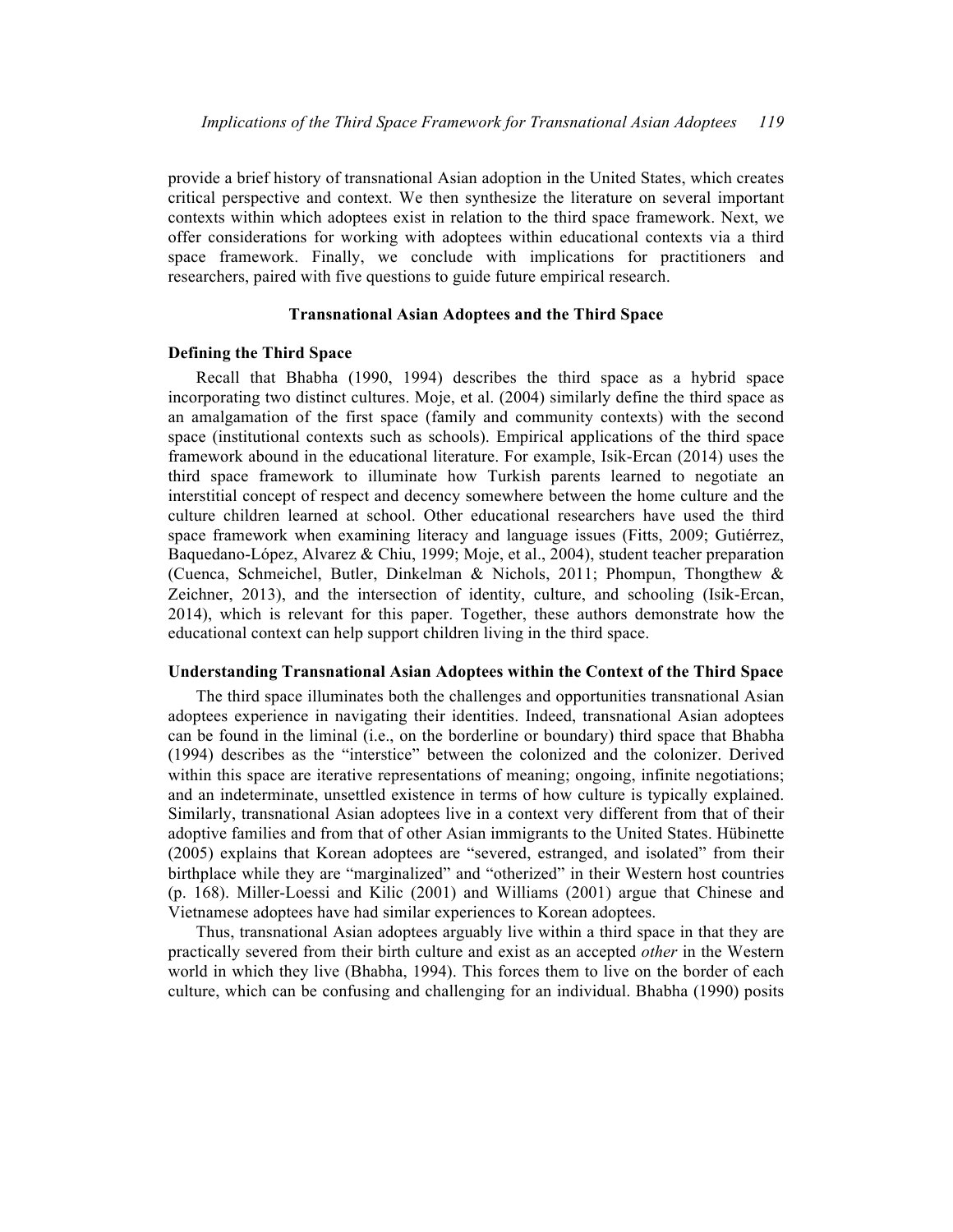provide a brief history of transnational Asian adoption in the United States, which creates critical perspective and context. We then synthesize the literature on several important contexts within which adoptees exist in relation to the third space framework. Next, we offer considerations for working with adoptees within educational contexts via a third space framework. Finally, we conclude with implications for practitioners and researchers, paired with five questions to guide future empirical research.

## Transnational Asian Adoptees and the Third Space

### Defining the Third Space

Recall that Bhabha (1990, 1994) describes the third space as a hybrid space incorporating two distinct cultures. Moje, et al. (2004) similarly define the third space as an amalgamation of the first space (family and community contexts) with the second space (institutional contexts such as schools). Empirical applications of the third space framework abound in the educational literature. For example, Isik-Ercan (2014) uses the third space framework to illuminate how Turkish parents learned to negotiate an interstitial concept of respect and decency somewhere between the home culture and the culture children learned at school. Other educational researchers have used the third space framework when examining literacy and language issues (Fitts, 2009; Gutiérrez, Baquedano-López, Alvarez & Chiu, 1999; Moje, et al., 2004), student teacher preparation (Cuenca, Schmeichel, Butler, Dinkelman & Nichols, 2011; Phompun, Thongthew & Zeichner, 2013), and the intersection of identity, culture, and schooling (Isik-Ercan, 2014), which is relevant for this paper. Together, these authors demonstrate how the educational context can help support children living in the third space.

### Understanding Transnational Asian Adoptees within the Context of the Third Space

The third space illuminates both the challenges and opportunities transnational Asian adoptees experience in navigating their identities. Indeed, transnational Asian adoptees can be found in the liminal (i.e., on the borderline or boundary) third space that Bhabha (1994) describes as the "interstice" between the colonized and the colonizer. Derived within this space are iterative representations of meaning; ongoing, infinite negotiations; and an indeterminate, unsettled existence in terms of how culture is typically explained. Similarly, transnational Asian adoptees live in a context very different from that of their adoptive families and from that of other Asian immigrants to the United States. Hübinette (2005) explains that Korean adoptees are "severed, estranged, and isolated" from their birthplace while they are "marginalized" and "otherized" in their Western host countries (p. 168). Miller-Loessi and Kilic (2001) and Williams (2001) argue that Chinese and Vietnamese adoptees have had similar experiences to Korean adoptees.

Thus, transnational Asian adoptees arguably live within a third space in that they are practically severed from their birth culture and exist as an accepted *other* in the Western world in which they live (Bhabha, 1994). This forces them to live on the border of each culture, which can be confusing and challenging for an individual. Bhabha (1990) posits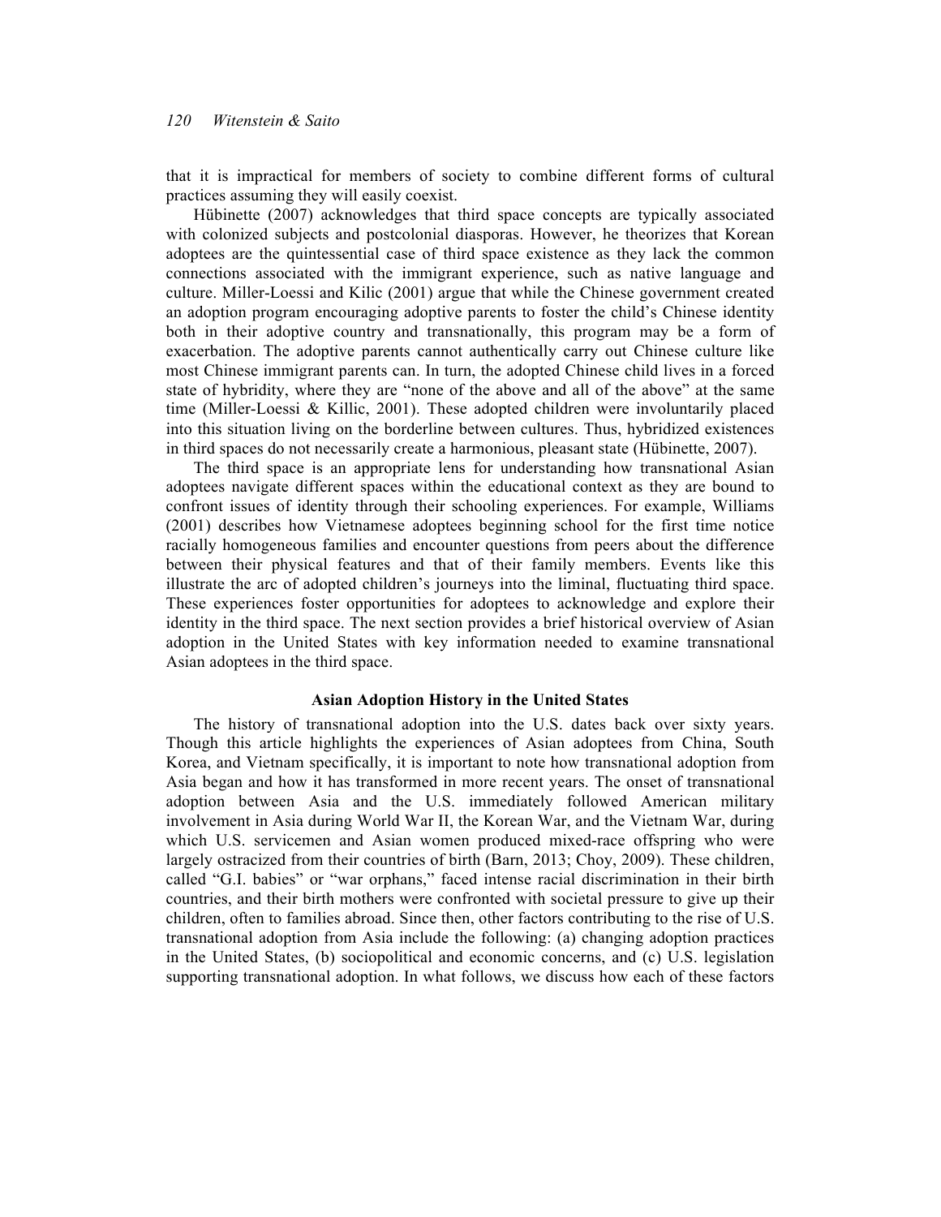that it is impractical for members of society to combine different forms of cultural practices assuming they will easily coexist.

Hübinette (2007) acknowledges that third space concepts are typically associated with colonized subjects and postcolonial diasporas. However, he theorizes that Korean adoptees are the quintessential case of third space existence as they lack the common connections associated with the immigrant experience, such as native language and culture. Miller-Loessi and Kilic (2001) argue that while the Chinese government created an adoption program encouraging adoptive parents to foster the child's Chinese identity both in their adoptive country and transnationally, this program may be a form of exacerbation. The adoptive parents cannot authentically carry out Chinese culture like most Chinese immigrant parents can. In turn, the adopted Chinese child lives in a forced state of hybridity, where they are "none of the above and all of the above" at the same time (Miller-Loessi & Killic, 2001). These adopted children were involuntarily placed into this situation living on the borderline between cultures. Thus, hybridized existences in third spaces do not necessarily create a harmonious, pleasant state (Hübinette, 2007).

The third space is an appropriate lens for understanding how transnational Asian adoptees navigate different spaces within the educational context as they are bound to confront issues of identity through their schooling experiences. For example, Williams (2001) describes how Vietnamese adoptees beginning school for the first time notice racially homogeneous families and encounter questions from peers about the difference between their physical features and that of their family members. Events like this illustrate the arc of adopted children's journeys into the liminal, fluctuating third space. These experiences foster opportunities for adoptees to acknowledge and explore their identity in the third space. The next section provides a brief historical overview of Asian adoption in the United States with key information needed to examine transnational Asian adoptees in the third space.

## Asian Adoption History in the United States

The history of transnational adoption into the U.S. dates back over sixty years. Though this article highlights the experiences of Asian adoptees from China, South Korea, and Vietnam specifically, it is important to note how transnational adoption from Asia began and how it has transformed in more recent years. The onset of transnational adoption between Asia and the U.S. immediately followed American military involvement in Asia during World War II, the Korean War, and the Vietnam War, during which U.S. servicemen and Asian women produced mixed-race offspring who were largely ostracized from their countries of birth (Barn, 2013; Choy, 2009). These children, called "G.I. babies" or "war orphans," faced intense racial discrimination in their birth countries, and their birth mothers were confronted with societal pressure to give up their children, often to families abroad. Since then, other factors contributing to the rise of U.S. transnational adoption from Asia include the following: (a) changing adoption practices in the United States, (b) sociopolitical and economic concerns, and (c) U.S. legislation supporting transnational adoption. In what follows, we discuss how each of these factors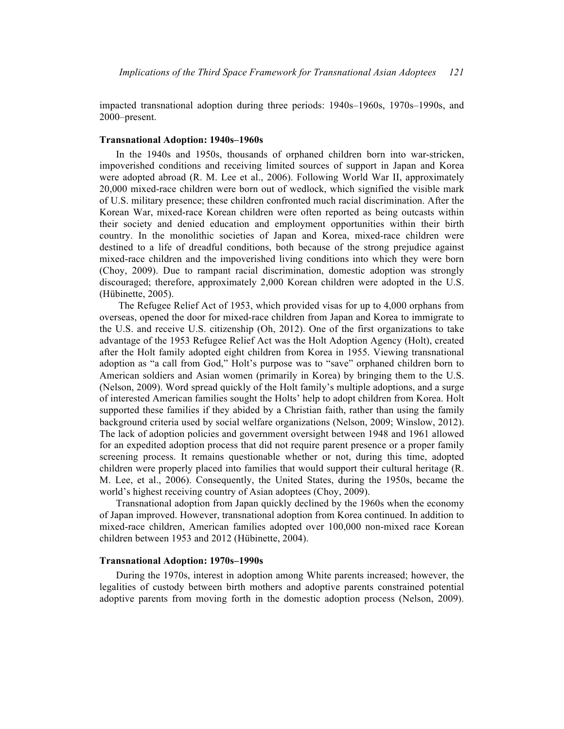impacted transnational adoption during three periods: 1940s–1960s, 1970s–1990s, and 2000–present.

### Transnational Adoption: 1940s–1960s

In the 1940s and 1950s, thousands of orphaned children born into war-stricken, impoverished conditions and receiving limited sources of support in Japan and Korea were adopted abroad (R. M. Lee et al., 2006). Following World War II, approximately 20,000 mixed-race children were born out of wedlock, which signified the visible mark of U.S. military presence; these children confronted much racial discrimination. After the Korean War, mixed-race Korean children were often reported as being outcasts within their society and denied education and employment opportunities within their birth country. In the monolithic societies of Japan and Korea, mixed-race children were destined to a life of dreadful conditions, both because of the strong prejudice against mixed-race children and the impoverished living conditions into which they were born (Choy, 2009). Due to rampant racial discrimination, domestic adoption was strongly discouraged; therefore, approximately 2,000 Korean children were adopted in the U.S. (Hübinette, 2005).

The Refugee Relief Act of 1953, which provided visas for up to 4,000 orphans from overseas, opened the door for mixed-race children from Japan and Korea to immigrate to the U.S. and receive U.S. citizenship (Oh, 2012). One of the first organizations to take advantage of the 1953 Refugee Relief Act was the Holt Adoption Agency (Holt), created after the Holt family adopted eight children from Korea in 1955. Viewing transnational adoption as "a call from God," Holt's purpose was to "save" orphaned children born to American soldiers and Asian women (primarily in Korea) by bringing them to the U.S. (Nelson, 2009). Word spread quickly of the Holt family's multiple adoptions, and a surge of interested American families sought the Holts' help to adopt children from Korea. Holt supported these families if they abided by a Christian faith, rather than using the family background criteria used by social welfare organizations (Nelson, 2009; Winslow, 2012). The lack of adoption policies and government oversight between 1948 and 1961 allowed for an expedited adoption process that did not require parent presence or a proper family screening process. It remains questionable whether or not, during this time, adopted children were properly placed into families that would support their cultural heritage (R. M. Lee, et al., 2006). Consequently, the United States, during the 1950s, became the world's highest receiving country of Asian adoptees (Choy, 2009).

Transnational adoption from Japan quickly declined by the 1960s when the economy of Japan improved. However, transnational adoption from Korea continued. In addition to mixed-race children, American families adopted over 100,000 non-mixed race Korean children between 1953 and 2012 (Hübinette, 2004).

### Transnational Adoption: 1970s–1990s

During the 1970s, interest in adoption among White parents increased; however, the legalities of custody between birth mothers and adoptive parents constrained potential adoptive parents from moving forth in the domestic adoption process (Nelson, 2009).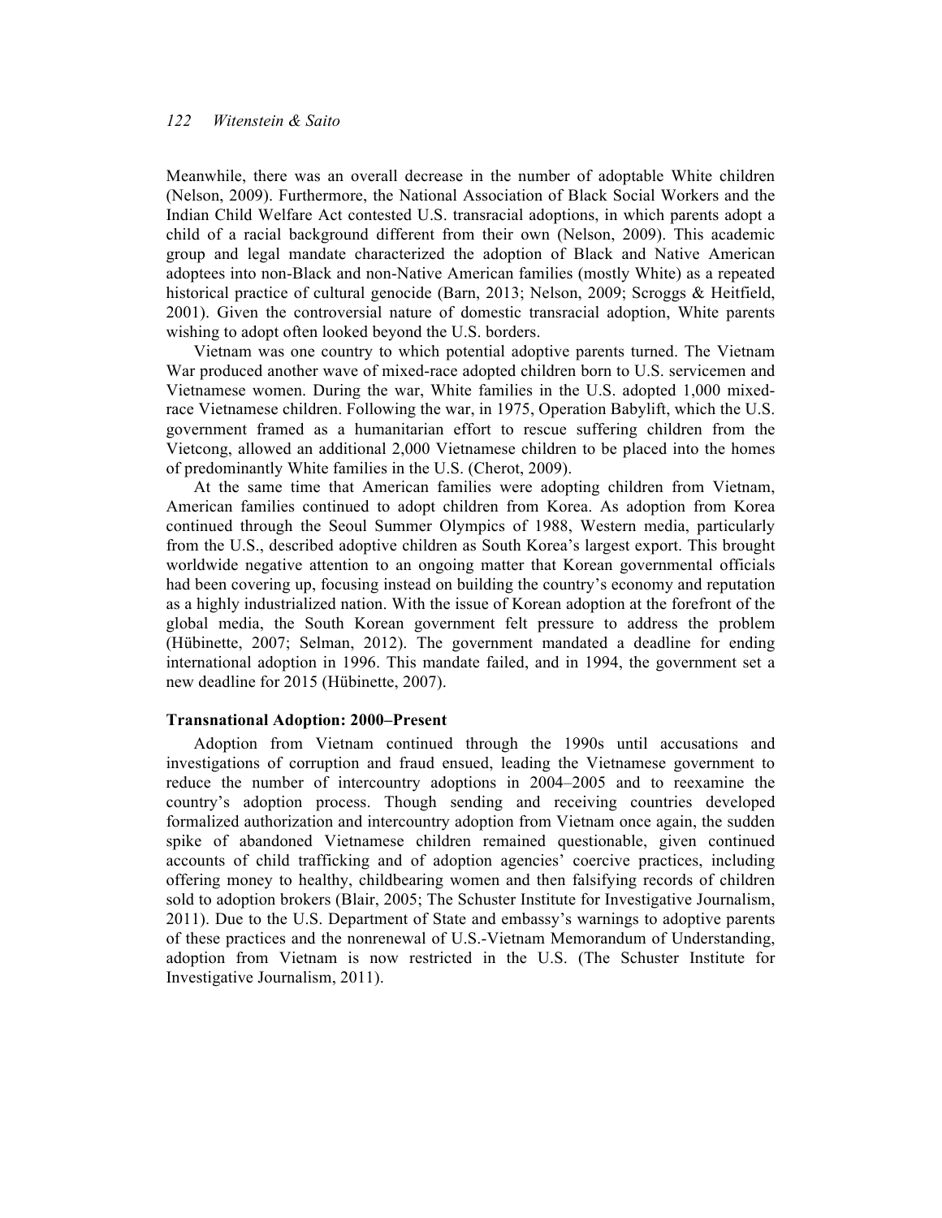Meanwhile, there was an overall decrease in the number of adoptable White children (Nelson, 2009). Furthermore, the National Association of Black Social Workers and the Indian Child Welfare Act contested U.S. transracial adoptions, in which parents adopt a child of a racial background different from their own (Nelson, 2009). This academic group and legal mandate characterized the adoption of Black and Native American adoptees into non-Black and non-Native American families (mostly White) as a repeated historical practice of cultural genocide (Barn, 2013; Nelson, 2009; Scroggs & Heitfield, 2001). Given the controversial nature of domestic transracial adoption, White parents wishing to adopt often looked beyond the U.S. borders.

Vietnam was one country to which potential adoptive parents turned. The Vietnam War produced another wave of mixed-race adopted children born to U.S. servicemen and Vietnamese women. During the war, White families in the U.S. adopted 1,000 mixed-race Vietnamese children. Following the war, in 1975, Operation Babylift, which the U.S. government framed as a humanitarian effort to rescue suffering children from the Vietcong, allowed an additional 2,000 Vietnamese children to be placed into the homes of predominantly White families in the U.S. (Cherot, 2009).

At the same time that American families were adopting children from Vietnam, American families continued to adopt children from Korea. As adoption from Korea continued through the Seoul Summer Olympics of 1988, Western media, particularly from the U.S., described adoptive children as South Korea's largest export. This brought worldwide negative attention to an ongoing matter that Korean governmental officials had been covering up, focusing instead on building the country's economy and reputation as a highly industrialized nation. With the issue of Korean adoption at the forefront of the global media, the South Korean government felt pressure to address the problem (Hübinette, 2007; Selman, 2012). The government mandated a deadline for ending international adoption in 1996. This mandate failed, and in 1994, the government set a new deadline for 2015 (Hübinette, 2007).

### Transnational Adoption: 2000–Present

Adoption from Vietnam continued through the 1990s until accusations and investigations of corruption and fraud ensued, leading the Vietnamese government to reduce the number of intercountry adoptions in 2004–2005 and to reexamine the country's adoption process. Though sending and receiving countries developed formalized authorization and intercountry adoption from Vietnam once again, the sudden spike of abandoned Vietnamese children remained questionable, given continued accounts of child trafficking and of adoption agencies' coercive practices, including offering money to healthy, childbearing women and then falsifying records of children sold to adoption brokers (Blair, 2005; The Schuster Institute for Investigative Journalism, 2011). Due to the U.S. Department of State and embassy's warnings to adoptive parents of these practices and the nonrenewal of U.S.-Vietnam Memorandum of Understanding, adoption from Vietnam is now restricted in the U.S. (The Schuster Institute for Investigative Journalism, 2011).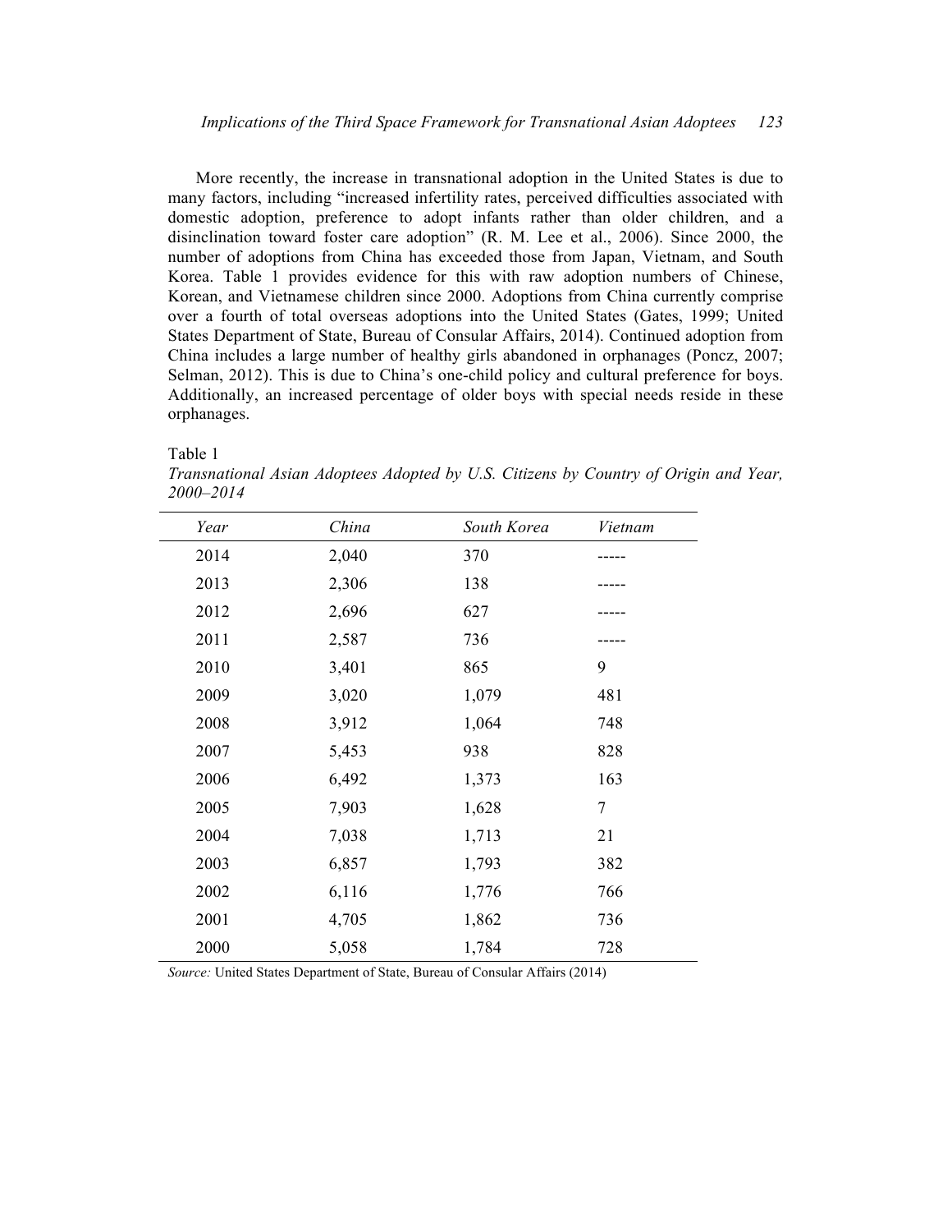More recently, the increase in transnational adoption in the United States is due to many factors, including "increased infertility rates, perceived difficulties associated with domestic adoption, preference to adopt infants rather than older children, and a disinclination toward foster care adoption" (R. M. Lee et al., 2006). Since 2000, the number of adoptions from China has exceeded those from Japan, Vietnam, and South Korea. Table 1 provides evidence for this with raw adoption numbers of Chinese, Korean, and Vietnamese children since 2000. Adoptions from China currently comprise over a fourth of total overseas adoptions into the United States (Gates, 1999; United States Department of State, Bureau of Consular Affairs, 2014). Continued adoption from China includes a large number of healthy girls abandoned in orphanages (Poncz, 2007; Selman, 2012). This is due to China's one-child policy and cultural preference for boys. Additionally, an increased percentage of older boys with special needs reside in these orphanages.

Table 1

*Transnational Asian Adoptees Adopted by U.S. Citizens by Country of Origin and Year, 2000–2014*

| *Year* | *China* | *South Korea* | *Vietnam* |
|---|---|---|---|
| 2014 | 2,040 | 370 | ----- |
| 2013 | 2,306 | 138 | ----- |
| 2012 | 2,696 | 627 | ----- |
| 2011 | 2,587 | 736 | ----- |
| 2010 | 3,401 | 865 | 9 |
| 2009 | 3,020 | 1,079 | 481 |
| 2008 | 3,912 | 1,064 | 748 |
| 2007 | 5,453 | 938 | 828 |
| 2006 | 6,492 | 1,373 | 163 |
| 2005 | 7,903 | 1,628 | 7 |
| 2004 | 7,038 | 1,713 | 21 |
| 2003 | 6,857 | 1,793 | 382 |
| 2002 | 6,116 | 1,776 | 766 |
| 2001 | 4,705 | 1,862 | 736 |
| 2000 | 5,058 | 1,784 | 728 |

*Source:* United States Department of State, Bureau of Consular Affairs (2014)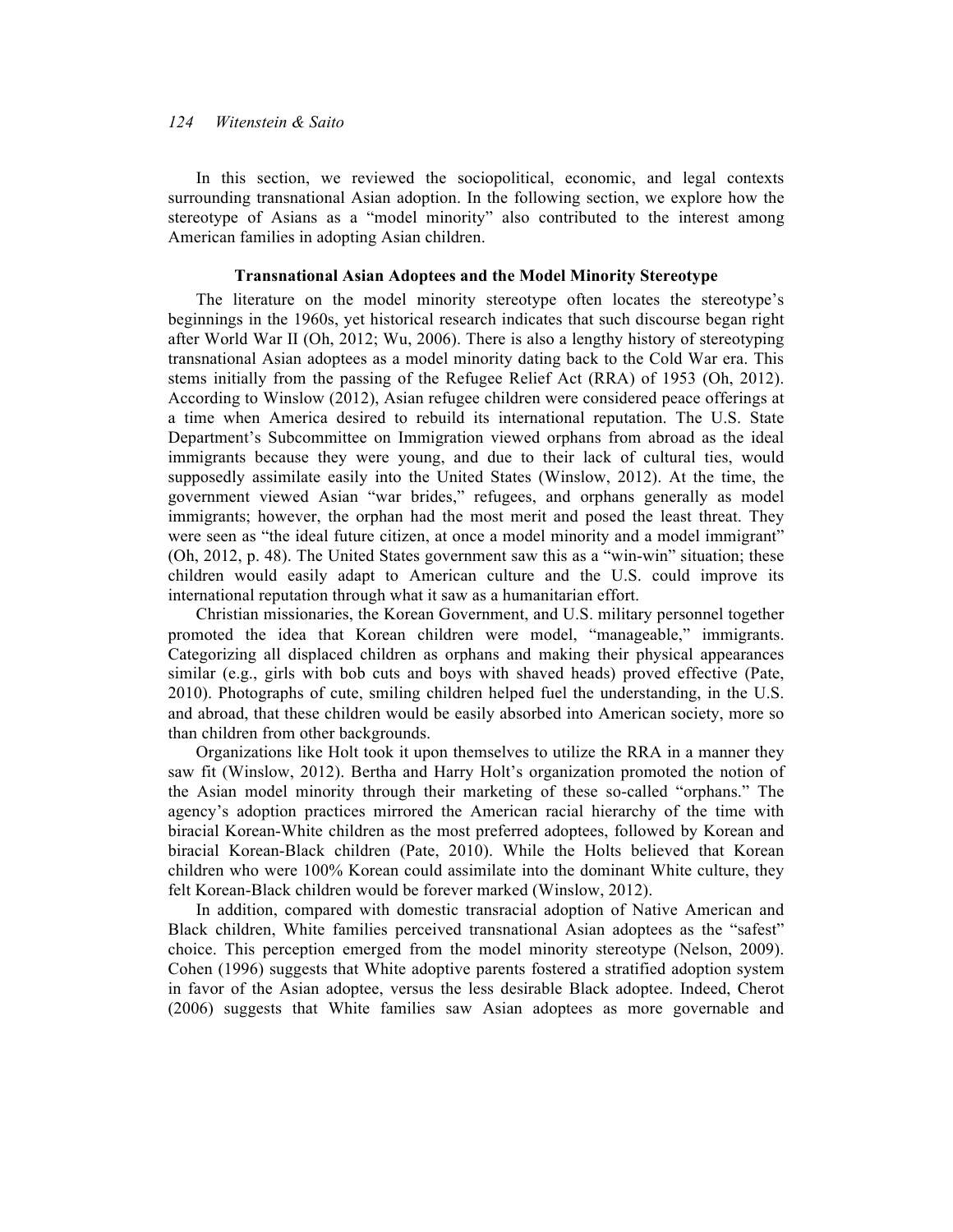In this section, we reviewed the sociopolitical, economic, and legal contexts surrounding transnational Asian adoption. In the following section, we explore how the stereotype of Asians as a "model minority" also contributed to the interest among American families in adopting Asian children.

### Transnational Asian Adoptees and the Model Minority Stereotype

The literature on the model minority stereotype often locates the stereotype's beginnings in the 1960s, yet historical research indicates that such discourse began right after World War II (Oh, 2012; Wu, 2006). There is also a lengthy history of stereotyping transnational Asian adoptees as a model minority dating back to the Cold War era. This stems initially from the passing of the Refugee Relief Act (RRA) of 1953 (Oh, 2012). According to Winslow (2012), Asian refugee children were considered peace offerings at a time when America desired to rebuild its international reputation. The U.S. State Department's Subcommittee on Immigration viewed orphans from abroad as the ideal immigrants because they were young, and due to their lack of cultural ties, would supposedly assimilate easily into the United States (Winslow, 2012). At the time, the government viewed Asian "war brides," refugees, and orphans generally as model immigrants; however, the orphan had the most merit and posed the least threat. They were seen as "the ideal future citizen, at once a model minority and a model immigrant" (Oh, 2012, p. 48). The United States government saw this as a "win-win" situation; these children would easily adapt to American culture and the U.S. could improve its international reputation through what it saw as a humanitarian effort.

Christian missionaries, the Korean Government, and U.S. military personnel together promoted the idea that Korean children were model, "manageable," immigrants. Categorizing all displaced children as orphans and making their physical appearances similar (e.g., girls with bob cuts and boys with shaved heads) proved effective (Pate, 2010). Photographs of cute, smiling children helped fuel the understanding, in the U.S. and abroad, that these children would be easily absorbed into American society, more so than children from other backgrounds.

Organizations like Holt took it upon themselves to utilize the RRA in a manner they saw fit (Winslow, 2012). Bertha and Harry Holt's organization promoted the notion of the Asian model minority through their marketing of these so-called "orphans." The agency's adoption practices mirrored the American racial hierarchy of the time with biracial Korean-White children as the most preferred adoptees, followed by Korean and biracial Korean-Black children (Pate, 2010). While the Holts believed that Korean children who were 100% Korean could assimilate into the dominant White culture, they felt Korean-Black children would be forever marked (Winslow, 2012).

In addition, compared with domestic transracial adoption of Native American and Black children, White families perceived transnational Asian adoptees as the "safest" choice. This perception emerged from the model minority stereotype (Nelson, 2009). Cohen (1996) suggests that White adoptive parents fostered a stratified adoption system in favor of the Asian adoptee, versus the less desirable Black adoptee. Indeed, Cherot (2006) suggests that White families saw Asian adoptees as more governable and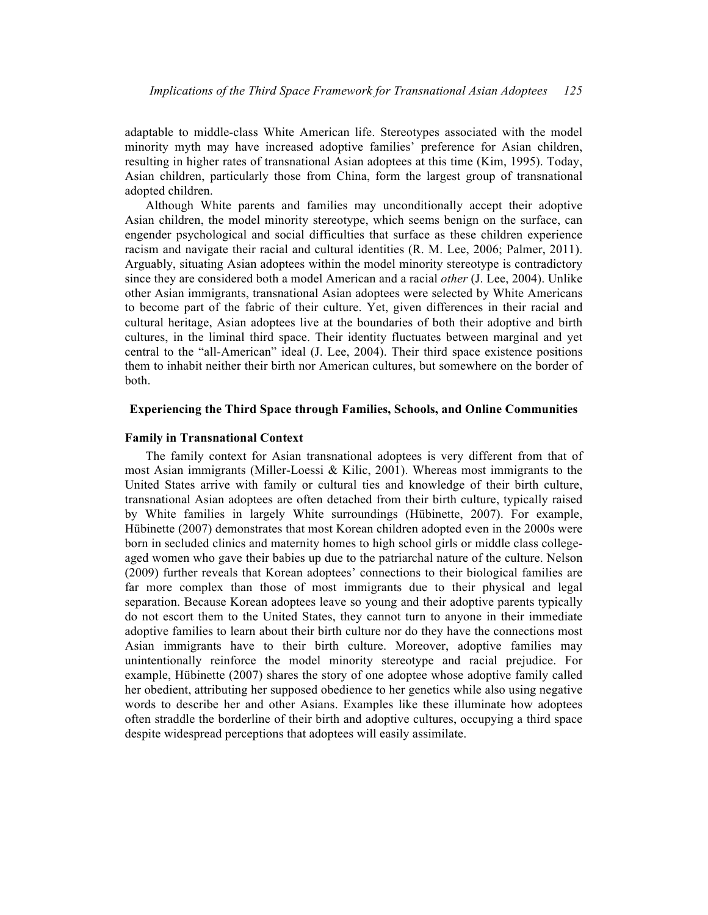adaptable to middle-class White American life. Stereotypes associated with the model minority myth may have increased adoptive families' preference for Asian children, resulting in higher rates of transnational Asian adoptees at this time (Kim, 1995). Today, Asian children, particularly those from China, form the largest group of transnational adopted children.

Although White parents and families may unconditionally accept their adoptive Asian children, the model minority stereotype, which seems benign on the surface, can engender psychological and social difficulties that surface as these children experience racism and navigate their racial and cultural identities (R. M. Lee, 2006; Palmer, 2011). Arguably, situating Asian adoptees within the model minority stereotype is contradictory since they are considered both a model American and a racial *other* (J. Lee, 2004). Unlike other Asian immigrants, transnational Asian adoptees were selected by White Americans to become part of the fabric of their culture. Yet, given differences in their racial and cultural heritage, Asian adoptees live at the boundaries of both their adoptive and birth cultures, in the liminal third space. Their identity fluctuates between marginal and yet central to the "all-American" ideal (J. Lee, 2004). Their third space existence positions them to inhabit neither their birth nor American cultures, but somewhere on the border of both.

## Experiencing the Third Space through Families, Schools, and Online Communities

### Family in Transnational Context

The family context for Asian transnational adoptees is very different from that of most Asian immigrants (Miller-Loessi & Kilic, 2001). Whereas most immigrants to the United States arrive with family or cultural ties and knowledge of their birth culture, transnational Asian adoptees are often detached from their birth culture, typically raised by White families in largely White surroundings (Hübinette, 2007). For example, Hübinette (2007) demonstrates that most Korean children adopted even in the 2000s were born in secluded clinics and maternity homes to high school girls or middle class college-aged women who gave their babies up due to the patriarchal nature of the culture. Nelson (2009) further reveals that Korean adoptees' connections to their biological families are far more complex than those of most immigrants due to their physical and legal separation. Because Korean adoptees leave so young and their adoptive parents typically do not escort them to the United States, they cannot turn to anyone in their immediate adoptive families to learn about their birth culture nor do they have the connections most Asian immigrants have to their birth culture. Moreover, adoptive families may unintentionally reinforce the model minority stereotype and racial prejudice. For example, Hübinette (2007) shares the story of one adoptee whose adoptive family called her obedient, attributing her supposed obedience to her genetics while also using negative words to describe her and other Asians. Examples like these illuminate how adoptees often straddle the borderline of their birth and adoptive cultures, occupying a third space despite widespread perceptions that adoptees will easily assimilate.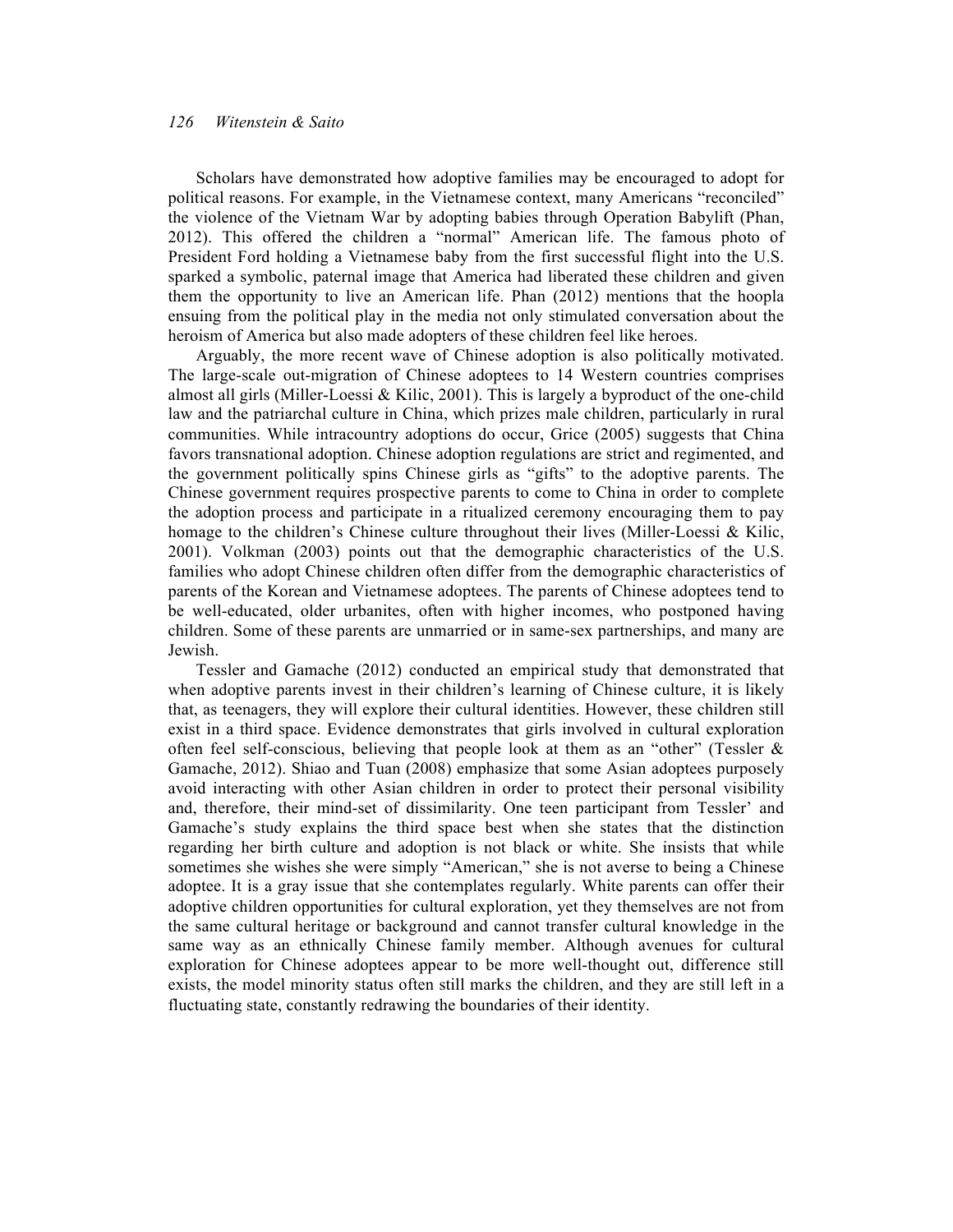Scholars have demonstrated how adoptive families may be encouraged to adopt for political reasons. For example, in the Vietnamese context, many Americans "reconciled" the violence of the Vietnam War by adopting babies through Operation Babylift (Phan, 2012). This offered the children a "normal" American life. The famous photo of President Ford holding a Vietnamese baby from the first successful flight into the U.S. sparked a symbolic, paternal image that America had liberated these children and given them the opportunity to live an American life. Phan (2012) mentions that the hoopla ensuing from the political play in the media not only stimulated conversation about the heroism of America but also made adopters of these children feel like heroes.

Arguably, the more recent wave of Chinese adoption is also politically motivated. The large-scale out-migration of Chinese adoptees to 14 Western countries comprises almost all girls (Miller-Loessi & Kilic, 2001). This is largely a byproduct of the one-child law and the patriarchal culture in China, which prizes male children, particularly in rural communities. While intracountry adoptions do occur, Grice (2005) suggests that China favors transnational adoption. Chinese adoption regulations are strict and regimented, and the government politically spins Chinese girls as "gifts" to the adoptive parents. The Chinese government requires prospective parents to come to China in order to complete the adoption process and participate in a ritualized ceremony encouraging them to pay homage to the children's Chinese culture throughout their lives (Miller-Loessi & Kilic, 2001). Volkman (2003) points out that the demographic characteristics of the U.S. families who adopt Chinese children often differ from the demographic characteristics of parents of the Korean and Vietnamese adoptees. The parents of Chinese adoptees tend to be well-educated, older urbanites, often with higher incomes, who postponed having children. Some of these parents are unmarried or in same-sex partnerships, and many are Jewish.

Tessler and Gamache (2012) conducted an empirical study that demonstrated that when adoptive parents invest in their children's learning of Chinese culture, it is likely that, as teenagers, they will explore their cultural identities. However, these children still exist in a third space. Evidence demonstrates that girls involved in cultural exploration often feel self-conscious, believing that people look at them as an "other" (Tessler & Gamache, 2012). Shiao and Tuan (2008) emphasize that some Asian adoptees purposely avoid interacting with other Asian children in order to protect their personal visibility and, therefore, their mind-set of dissimilarity. One teen participant from Tessler' and Gamache's study explains the third space best when she states that the distinction regarding her birth culture and adoption is not black or white. She insists that while sometimes she wishes she were simply "American," she is not averse to being a Chinese adoptee. It is a gray issue that she contemplates regularly. White parents can offer their adoptive children opportunities for cultural exploration, yet they themselves are not from the same cultural heritage or background and cannot transfer cultural knowledge in the same way as an ethnically Chinese family member. Although avenues for cultural exploration for Chinese adoptees appear to be more well-thought out, difference still exists, the model minority status often still marks the children, and they are still left in a fluctuating state, constantly redrawing the boundaries of their identity.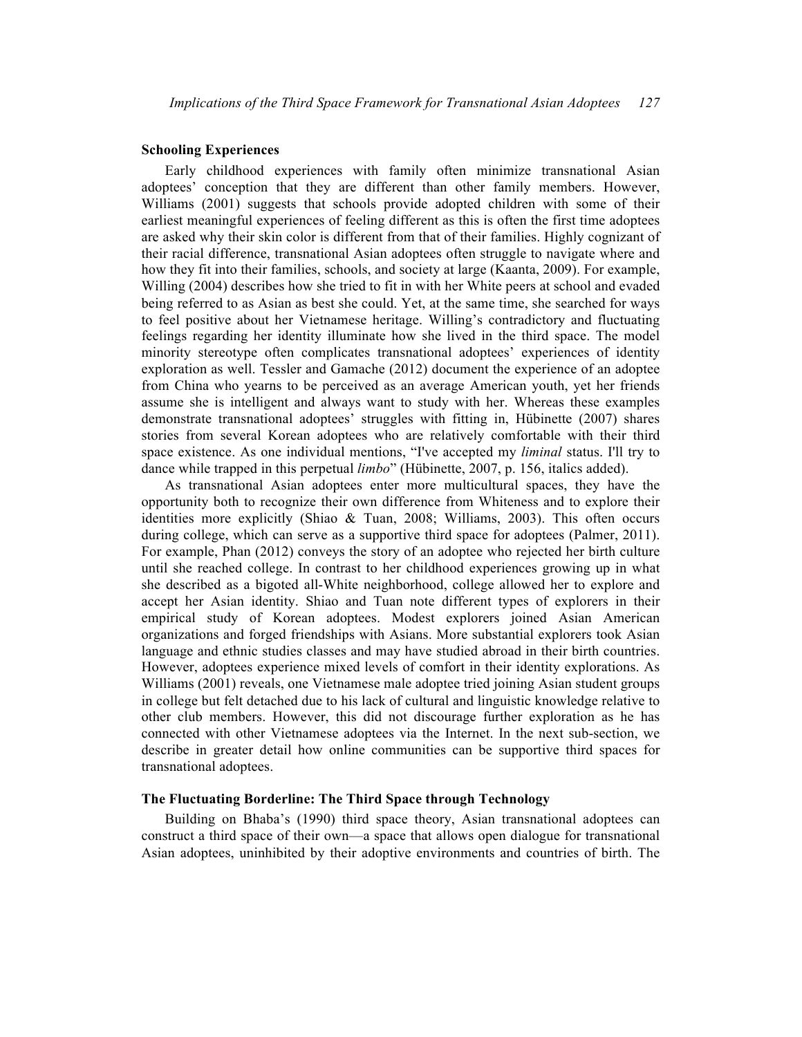### Schooling Experiences

Early childhood experiences with family often minimize transnational Asian adoptees' conception that they are different than other family members. However, Williams (2001) suggests that schools provide adopted children with some of their earliest meaningful experiences of feeling different as this is often the first time adoptees are asked why their skin color is different from that of their families. Highly cognizant of their racial difference, transnational Asian adoptees often struggle to navigate where and how they fit into their families, schools, and society at large (Kaanta, 2009). For example, Willing (2004) describes how she tried to fit in with her White peers at school and evaded being referred to as Asian as best she could. Yet, at the same time, she searched for ways to feel positive about her Vietnamese heritage. Willing's contradictory and fluctuating feelings regarding her identity illuminate how she lived in the third space. The model minority stereotype often complicates transnational adoptees' experiences of identity exploration as well. Tessler and Gamache (2012) document the experience of an adoptee from China who yearns to be perceived as an average American youth, yet her friends assume she is intelligent and always want to study with her. Whereas these examples demonstrate transnational adoptees' struggles with fitting in, Hübinette (2007) shares stories from several Korean adoptees who are relatively comfortable with their third space existence. As one individual mentions, "I've accepted my *liminal* status. I'll try to dance while trapped in this perpetual *limbo*" (Hübinette, 2007, p. 156, italics added).

As transnational Asian adoptees enter more multicultural spaces, they have the opportunity both to recognize their own difference from Whiteness and to explore their identities more explicitly (Shiao & Tuan, 2008; Williams, 2003). This often occurs during college, which can serve as a supportive third space for adoptees (Palmer, 2011). For example, Phan (2012) conveys the story of an adoptee who rejected her birth culture until she reached college. In contrast to her childhood experiences growing up in what she described as a bigoted all-White neighborhood, college allowed her to explore and accept her Asian identity. Shiao and Tuan note different types of explorers in their empirical study of Korean adoptees. Modest explorers joined Asian American organizations and forged friendships with Asians. More substantial explorers took Asian language and ethnic studies classes and may have studied abroad in their birth countries. However, adoptees experience mixed levels of comfort in their identity explorations. As Williams (2001) reveals, one Vietnamese male adoptee tried joining Asian student groups in college but felt detached due to his lack of cultural and linguistic knowledge relative to other club members. However, this did not discourage further exploration as he has connected with other Vietnamese adoptees via the Internet. In the next sub-section, we describe in greater detail how online communities can be supportive third spaces for transnational adoptees.

### The Fluctuating Borderline: The Third Space through Technology

Building on Bhaba's (1990) third space theory, Asian transnational adoptees can construct a third space of their own—a space that allows open dialogue for transnational Asian adoptees, uninhibited by their adoptive environments and countries of birth. The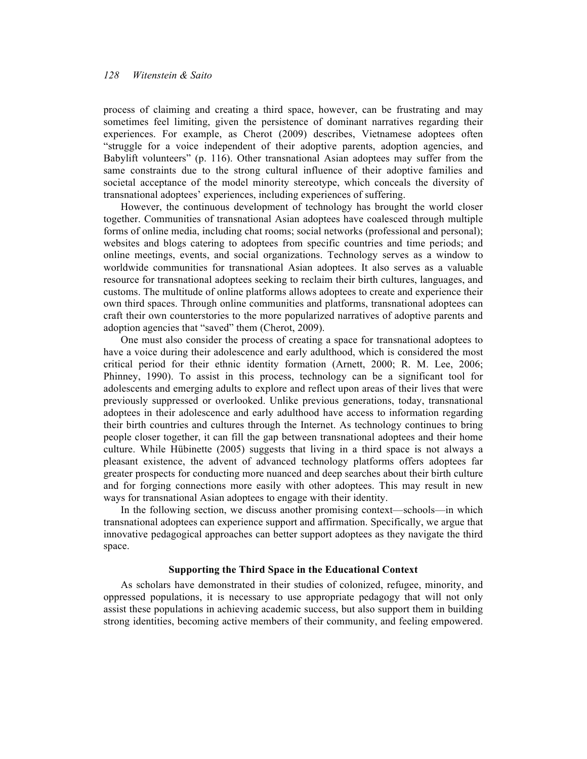process of claiming and creating a third space, however, can be frustrating and may sometimes feel limiting, given the persistence of dominant narratives regarding their experiences. For example, as Cherot (2009) describes, Vietnamese adoptees often "struggle for a voice independent of their adoptive parents, adoption agencies, and Babylift volunteers" (p. 116). Other transnational Asian adoptees may suffer from the same constraints due to the strong cultural influence of their adoptive families and societal acceptance of the model minority stereotype, which conceals the diversity of transnational adoptees' experiences, including experiences of suffering.

However, the continuous development of technology has brought the world closer together. Communities of transnational Asian adoptees have coalesced through multiple forms of online media, including chat rooms; social networks (professional and personal); websites and blogs catering to adoptees from specific countries and time periods; and online meetings, events, and social organizations. Technology serves as a window to worldwide communities for transnational Asian adoptees. It also serves as a valuable resource for transnational adoptees seeking to reclaim their birth cultures, languages, and customs. The multitude of online platforms allows adoptees to create and experience their own third spaces. Through online communities and platforms, transnational adoptees can craft their own counterstories to the more popularized narratives of adoptive parents and adoption agencies that "saved" them (Cherot, 2009).

One must also consider the process of creating a space for transnational adoptees to have a voice during their adolescence and early adulthood, which is considered the most critical period for their ethnic identity formation (Arnett, 2000; R. M. Lee, 2006; Phinney, 1990). To assist in this process, technology can be a significant tool for adolescents and emerging adults to explore and reflect upon areas of their lives that were previously suppressed or overlooked. Unlike previous generations, today, transnational adoptees in their adolescence and early adulthood have access to information regarding their birth countries and cultures through the Internet. As technology continues to bring people closer together, it can fill the gap between transnational adoptees and their home culture. While Hübinette (2005) suggests that living in a third space is not always a pleasant existence, the advent of advanced technology platforms offers adoptees far greater prospects for conducting more nuanced and deep searches about their birth culture and for forging connections more easily with other adoptees. This may result in new ways for transnational Asian adoptees to engage with their identity.

In the following section, we discuss another promising context—schools—in which transnational adoptees can experience support and affirmation. Specifically, we argue that innovative pedagogical approaches can better support adoptees as they navigate the third space.

## Supporting the Third Space in the Educational Context

As scholars have demonstrated in their studies of colonized, refugee, minority, and oppressed populations, it is necessary to use appropriate pedagogy that will not only assist these populations in achieving academic success, but also support them in building strong identities, becoming active members of their community, and feeling empowered.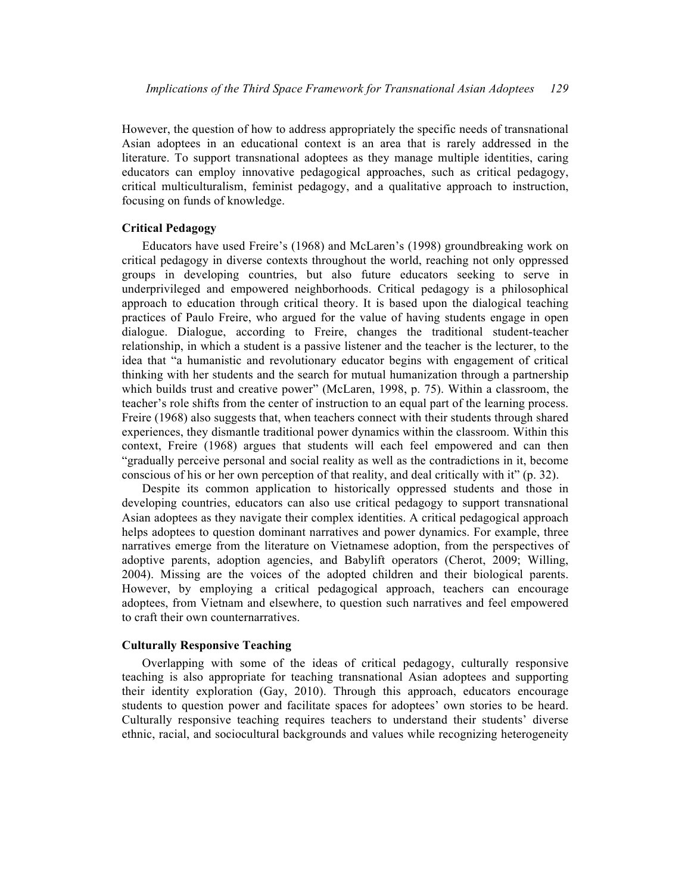However, the question of how to address appropriately the specific needs of transnational Asian adoptees in an educational context is an area that is rarely addressed in the literature. To support transnational adoptees as they manage multiple identities, caring educators can employ innovative pedagogical approaches, such as critical pedagogy, critical multiculturalism, feminist pedagogy, and a qualitative approach to instruction, focusing on funds of knowledge.

### Critical Pedagogy

Educators have used Freire's (1968) and McLaren's (1998) groundbreaking work on critical pedagogy in diverse contexts throughout the world, reaching not only oppressed groups in developing countries, but also future educators seeking to serve in underprivileged and empowered neighborhoods. Critical pedagogy is a philosophical approach to education through critical theory. It is based upon the dialogical teaching practices of Paulo Freire, who argued for the value of having students engage in open dialogue. Dialogue, according to Freire, changes the traditional student-teacher relationship, in which a student is a passive listener and the teacher is the lecturer, to the idea that "a humanistic and revolutionary educator begins with engagement of critical thinking with her students and the search for mutual humanization through a partnership which builds trust and creative power" (McLaren, 1998, p. 75). Within a classroom, the teacher's role shifts from the center of instruction to an equal part of the learning process. Freire (1968) also suggests that, when teachers connect with their students through shared experiences, they dismantle traditional power dynamics within the classroom. Within this context, Freire (1968) argues that students will each feel empowered and can then "gradually perceive personal and social reality as well as the contradictions in it, become conscious of his or her own perception of that reality, and deal critically with it" (p. 32).

Despite its common application to historically oppressed students and those in developing countries, educators can also use critical pedagogy to support transnational Asian adoptees as they navigate their complex identities. A critical pedagogical approach helps adoptees to question dominant narratives and power dynamics. For example, three narratives emerge from the literature on Vietnamese adoption, from the perspectives of adoptive parents, adoption agencies, and Babylift operators (Cherot, 2009; Willing, 2004). Missing are the voices of the adopted children and their biological parents. However, by employing a critical pedagogical approach, teachers can encourage adoptees, from Vietnam and elsewhere, to question such narratives and feel empowered to craft their own counternarratives.

### Culturally Responsive Teaching

Overlapping with some of the ideas of critical pedagogy, culturally responsive teaching is also appropriate for teaching transnational Asian adoptees and supporting their identity exploration (Gay, 2010). Through this approach, educators encourage students to question power and facilitate spaces for adoptees' own stories to be heard. Culturally responsive teaching requires teachers to understand their students' diverse ethnic, racial, and sociocultural backgrounds and values while recognizing heterogeneity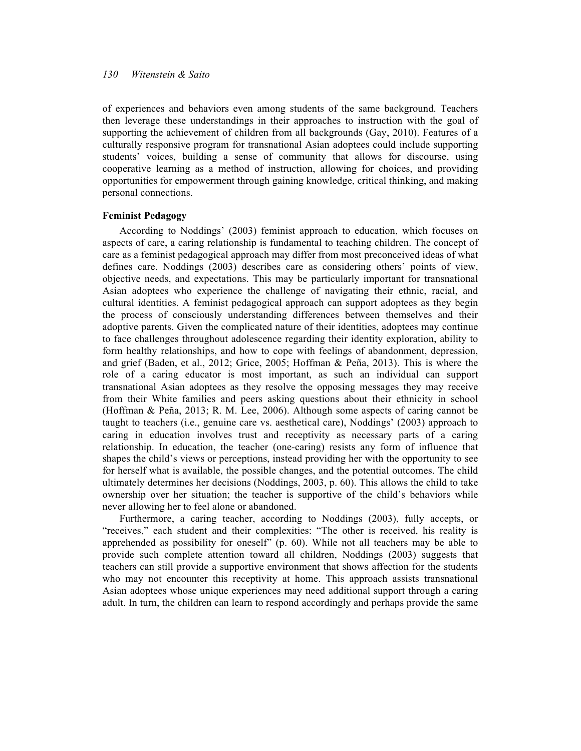of experiences and behaviors even among students of the same background. Teachers then leverage these understandings in their approaches to instruction with the goal of supporting the achievement of children from all backgrounds (Gay, 2010). Features of a culturally responsive program for transnational Asian adoptees could include supporting students' voices, building a sense of community that allows for discourse, using cooperative learning as a method of instruction, allowing for choices, and providing opportunities for empowerment through gaining knowledge, critical thinking, and making personal connections.

### Feminist Pedagogy

According to Noddings' (2003) feminist approach to education, which focuses on aspects of care, a caring relationship is fundamental to teaching children. The concept of care as a feminist pedagogical approach may differ from most preconceived ideas of what defines care. Noddings (2003) describes care as considering others' points of view, objective needs, and expectations. This may be particularly important for transnational Asian adoptees who experience the challenge of navigating their ethnic, racial, and cultural identities. A feminist pedagogical approach can support adoptees as they begin the process of consciously understanding differences between themselves and their adoptive parents. Given the complicated nature of their identities, adoptees may continue to face challenges throughout adolescence regarding their identity exploration, ability to form healthy relationships, and how to cope with feelings of abandonment, depression, and grief (Baden, et al., 2012; Grice, 2005; Hoffman & Peña, 2013). This is where the role of a caring educator is most important, as such an individual can support transnational Asian adoptees as they resolve the opposing messages they may receive from their White families and peers asking questions about their ethnicity in school (Hoffman & Peña, 2013; R. M. Lee, 2006). Although some aspects of caring cannot be taught to teachers (i.e., genuine care vs. aesthetical care), Noddings' (2003) approach to caring in education involves trust and receptivity as necessary parts of a caring relationship. In education, the teacher (one-caring) resists any form of influence that shapes the child's views or perceptions, instead providing her with the opportunity to see for herself what is available, the possible changes, and the potential outcomes. The child ultimately determines her decisions (Noddings, 2003, p. 60). This allows the child to take ownership over her situation; the teacher is supportive of the child's behaviors while never allowing her to feel alone or abandoned.

Furthermore, a caring teacher, according to Noddings (2003), fully accepts, or "receives," each student and their complexities: "The other is received, his reality is apprehended as possibility for oneself" (p. 60). While not all teachers may be able to provide such complete attention toward all children, Noddings (2003) suggests that teachers can still provide a supportive environment that shows affection for the students who may not encounter this receptivity at home. This approach assists transnational Asian adoptees whose unique experiences may need additional support through a caring adult. In turn, the children can learn to respond accordingly and perhaps provide the same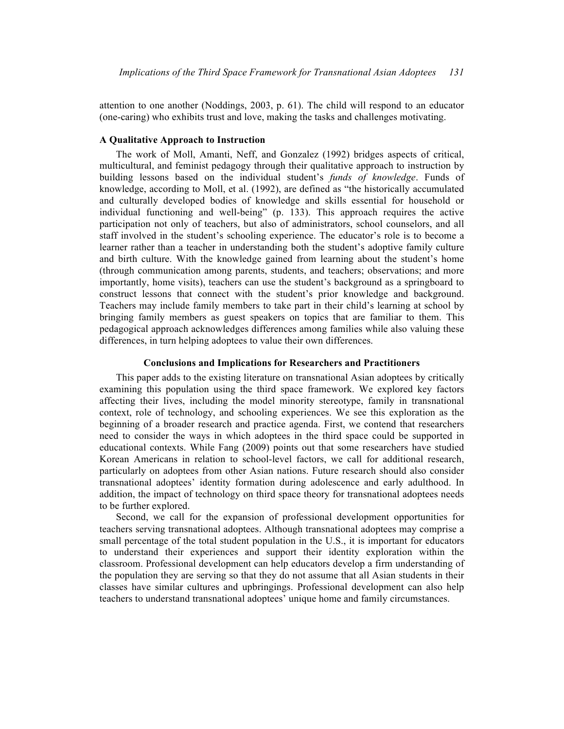attention to one another (Noddings, 2003, p. 61). The child will respond to an educator (one-caring) who exhibits trust and love, making the tasks and challenges motivating.

### A Qualitative Approach to Instruction

The work of Moll, Amanti, Neff, and Gonzalez (1992) bridges aspects of critical, multicultural, and feminist pedagogy through their qualitative approach to instruction by building lessons based on the individual student's *funds of knowledge*. Funds of knowledge, according to Moll, et al. (1992), are defined as "the historically accumulated and culturally developed bodies of knowledge and skills essential for household or individual functioning and well-being" (p. 133). This approach requires the active participation not only of teachers, but also of administrators, school counselors, and all staff involved in the student's schooling experience. The educator's role is to become a learner rather than a teacher in understanding both the student's adoptive family culture and birth culture. With the knowledge gained from learning about the student's home (through communication among parents, students, and teachers; observations; and more importantly, home visits), teachers can use the student's background as a springboard to construct lessons that connect with the student's prior knowledge and background. Teachers may include family members to take part in their child's learning at school by bringing family members as guest speakers on topics that are familiar to them. This pedagogical approach acknowledges differences among families while also valuing these differences, in turn helping adoptees to value their own differences.

## Conclusions and Implications for Researchers and Practitioners

This paper adds to the existing literature on transnational Asian adoptees by critically examining this population using the third space framework. We explored key factors affecting their lives, including the model minority stereotype, family in transnational context, role of technology, and schooling experiences. We see this exploration as the beginning of a broader research and practice agenda. First, we contend that researchers need to consider the ways in which adoptees in the third space could be supported in educational contexts. While Fang (2009) points out that some researchers have studied Korean Americans in relation to school-level factors, we call for additional research, particularly on adoptees from other Asian nations. Future research should also consider transnational adoptees' identity formation during adolescence and early adulthood. In addition, the impact of technology on third space theory for transnational adoptees needs to be further explored.

Second, we call for the expansion of professional development opportunities for teachers serving transnational adoptees. Although transnational adoptees may comprise a small percentage of the total student population in the U.S., it is important for educators to understand their experiences and support their identity exploration within the classroom. Professional development can help educators develop a firm understanding of the population they are serving so that they do not assume that all Asian students in their classes have similar cultures and upbringings. Professional development can also help teachers to understand transnational adoptees' unique home and family circumstances.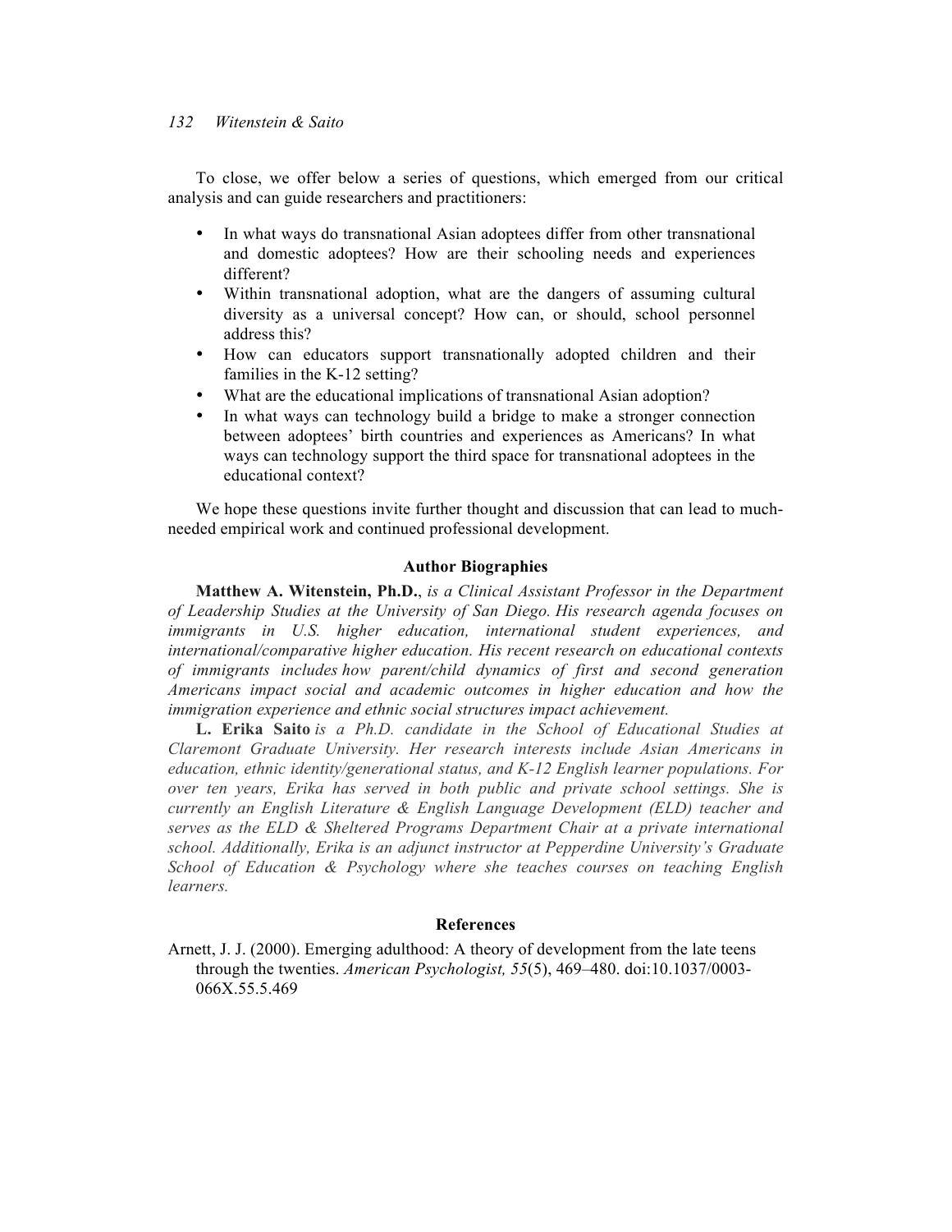To close, we offer below a series of questions, which emerged from our critical analysis and can guide researchers and practitioners:

- In what ways do transnational Asian adoptees differ from other transnational and domestic adoptees? How are their schooling needs and experiences different?
- Within transnational adoption, what are the dangers of assuming cultural diversity as a universal concept? How can, or should, school personnel address this?
- How can educators support transnationally adopted children and their families in the K-12 setting?
- What are the educational implications of transnational Asian adoption?
- In what ways can technology build a bridge to make a stronger connection between adoptees' birth countries and experiences as Americans? In what ways can technology support the third space for transnational adoptees in the educational context?

We hope these questions invite further thought and discussion that can lead to much-needed empirical work and continued professional development.

### Author Biographies

**Matthew A. Witenstein, Ph.D.**, *is a Clinical Assistant Professor in the Department of Leadership Studies at the University of San Diego. His research agenda focuses on immigrants in U.S. higher education, international student experiences, and international/comparative higher education. His recent research on educational contexts of immigrants includes how parent/child dynamics of first and second generation Americans impact social and academic outcomes in higher education and how the immigration experience and ethnic social structures impact achievement.*

**L. Erika Saito** *is a Ph.D. candidate in the School of Educational Studies at Claremont Graduate University. Her research interests include Asian Americans in education, ethnic identity/generational status, and K-12 English learner populations. For over ten years, Erika has served in both public and private school settings. She is currently an English Literature & English Language Development (ELD) teacher and serves as the ELD & Sheltered Programs Department Chair at a private international school. Additionally, Erika is an adjunct instructor at Pepperdine University's Graduate School of Education & Psychology where she teaches courses on teaching English learners.*

### References

Arnett, J. J. (2000). Emerging adulthood: A theory of development from the late teens through the twenties. *American Psychologist, 55*(5), 469–480. doi:10.1037/0003-066X.55.5.469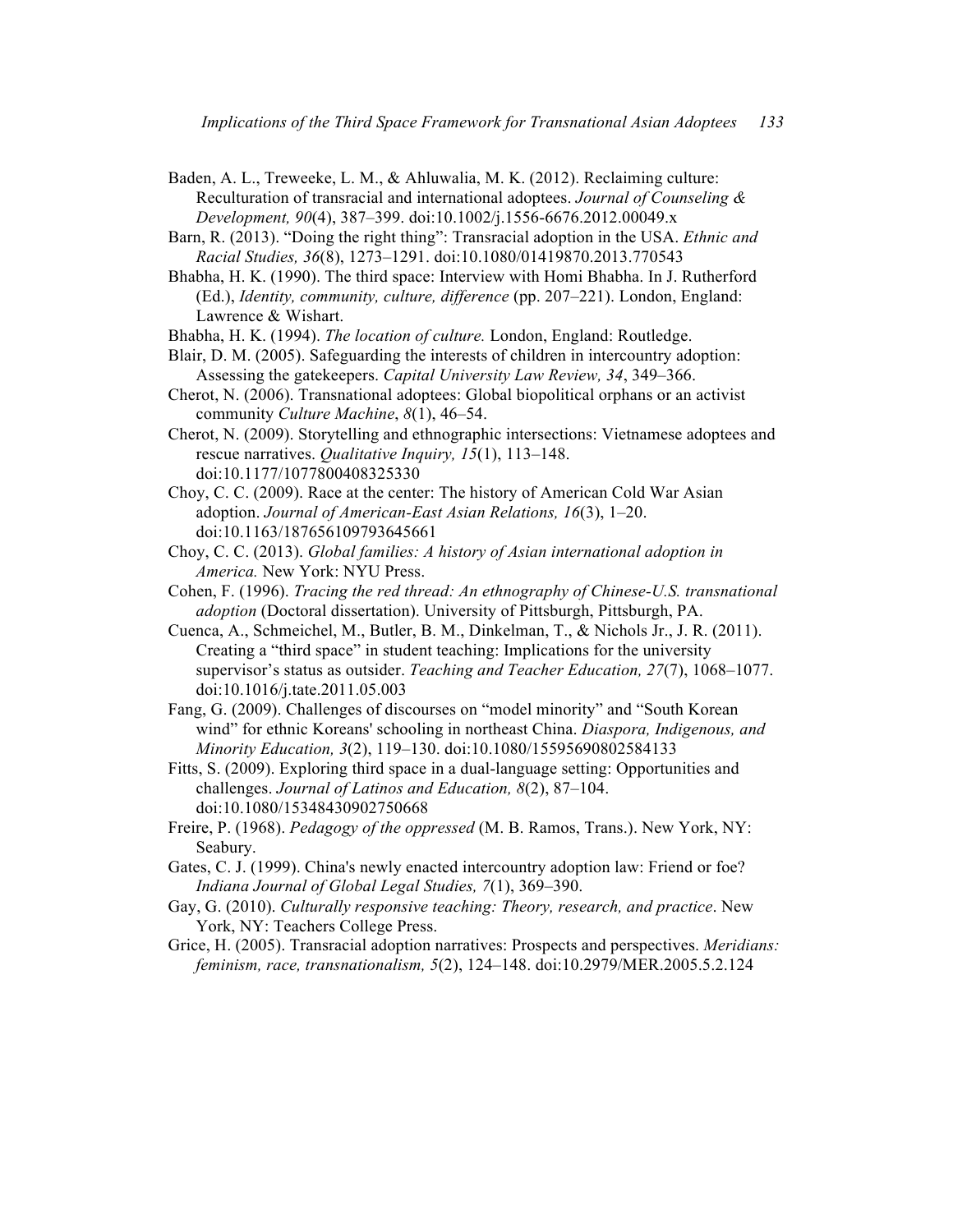Baden, A. L., Treweeke, L. M., & Ahluwalia, M. K. (2012). Reclaiming culture: Reculturation of transracial and international adoptees. *Journal of Counseling & Development, 90*(4), 387–399. doi:10.1002/j.1556-6676.2012.00049.x

Barn, R. (2013). "Doing the right thing": Transracial adoption in the USA. *Ethnic and Racial Studies, 36*(8), 1273–1291. doi:10.1080/01419870.2013.770543

Bhabha, H. K. (1990). The third space: Interview with Homi Bhabha. In J. Rutherford (Ed.), *Identity, community, culture, difference* (pp. 207–221). London, England: Lawrence & Wishart.

Bhabha, H. K. (1994). *The location of culture.* London, England: Routledge.

Blair, D. M. (2005). Safeguarding the interests of children in intercountry adoption: Assessing the gatekeepers. *Capital University Law Review, 34*, 349–366.

Cherot, N. (2006). Transnational adoptees: Global biopolitical orphans or an activist community *Culture Machine*, *8*(1), 46–54.

Cherot, N. (2009). Storytelling and ethnographic intersections: Vietnamese adoptees and rescue narratives. *Qualitative Inquiry, 15*(1), 113–148. doi:10.1177/1077800408325330

Choy, C. C. (2009). Race at the center: The history of American Cold War Asian adoption. *Journal of American-East Asian Relations, 16*(3), 1–20. doi:10.1163/187656109793645661

Choy, C. C. (2013). *Global families: A history of Asian international adoption in America.* New York: NYU Press.

Cohen, F. (1996). *Tracing the red thread: An ethnography of Chinese-U.S. transnational adoption* (Doctoral dissertation). University of Pittsburgh, Pittsburgh, PA.

Cuenca, A., Schmeichel, M., Butler, B. M., Dinkelman, T., & Nichols Jr., J. R. (2011). Creating a "third space" in student teaching: Implications for the university supervisor's status as outsider. *Teaching and Teacher Education, 27*(7), 1068–1077. doi:10.1016/j.tate.2011.05.003

Fang, G. (2009). Challenges of discourses on "model minority" and "South Korean wind" for ethnic Koreans' schooling in northeast China. *Diaspora, Indigenous, and Minority Education, 3*(2), 119–130. doi:10.1080/15595690802584133

Fitts, S. (2009). Exploring third space in a dual-language setting: Opportunities and challenges. *Journal of Latinos and Education, 8*(2), 87–104. doi:10.1080/15348430902750668

Freire, P. (1968). *Pedagogy of the oppressed* (M. B. Ramos, Trans.). New York, NY: Seabury.

Gates, C. J. (1999). China's newly enacted intercountry adoption law: Friend or foe? *Indiana Journal of Global Legal Studies, 7*(1), 369–390.

Gay, G. (2010). *Culturally responsive teaching: Theory, research, and practice*. New York, NY: Teachers College Press.

Grice, H. (2005). Transracial adoption narratives: Prospects and perspectives. *Meridians: feminism, race, transnationalism, 5*(2), 124–148. doi:10.2979/MER.2005.5.2.124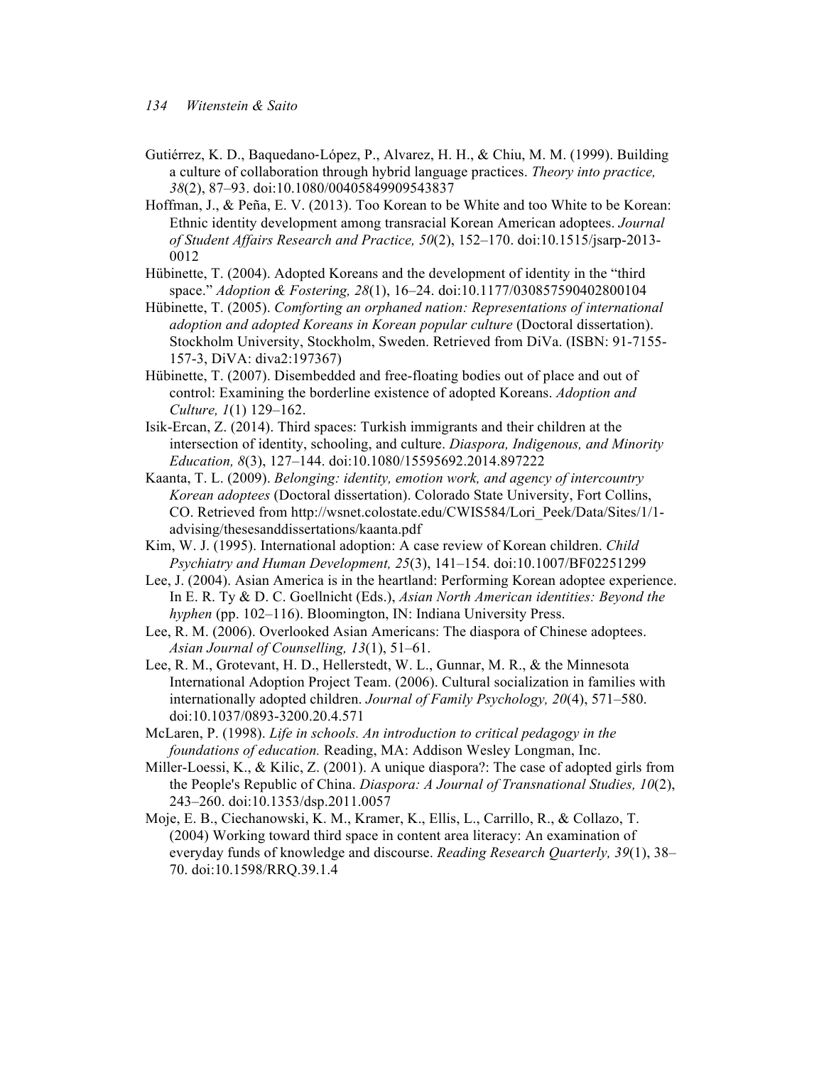Gutiérrez, K. D., Baquedano-López, P., Alvarez, H. H., & Chiu, M. M. (1999). Building a culture of collaboration through hybrid language practices. *Theory into practice, 38*(2), 87–93. doi:10.1080/00405849909543837

Hoffman, J., & Peña, E. V. (2013). Too Korean to be White and too White to be Korean: Ethnic identity development among transracial Korean American adoptees. *Journal of Student Affairs Research and Practice, 50*(2), 152–170. doi:10.1515/jsarp-2013-0012

Hübinette, T. (2004). Adopted Koreans and the development of identity in the "third space." *Adoption & Fostering, 28*(1), 16–24. doi:10.1177/030857590402800104

Hübinette, T. (2005). *Comforting an orphaned nation: Representations of international adoption and adopted Koreans in Korean popular culture* (Doctoral dissertation). Stockholm University, Stockholm, Sweden. Retrieved from DiVa. (ISBN: 91-7155-157-3, DiVA: diva2:197367)

Hübinette, T. (2007). Disembedded and free-floating bodies out of place and out of control: Examining the borderline existence of adopted Koreans. *Adoption and Culture, 1*(1) 129–162.

Isik-Ercan, Z. (2014). Third spaces: Turkish immigrants and their children at the intersection of identity, schooling, and culture. *Diaspora, Indigenous, and Minority Education, 8*(3), 127–144. doi:10.1080/15595692.2014.897222

Kaanta, T. L. (2009). *Belonging: identity, emotion work, and agency of intercountry Korean adoptees* (Doctoral dissertation). Colorado State University, Fort Collins, CO. Retrieved from http://wsnet.colostate.edu/CWIS584/Lori_Peek/Data/Sites/1/1-advising/thesesanddissertations/kaanta.pdf

Kim, W. J. (1995). International adoption: A case review of Korean children. *Child Psychiatry and Human Development, 25*(3), 141–154. doi:10.1007/BF02251299

Lee, J. (2004). Asian America is in the heartland: Performing Korean adoptee experience. In E. R. Ty & D. C. Goellnicht (Eds.), *Asian North American identities: Beyond the hyphen* (pp. 102–116). Bloomington, IN: Indiana University Press.

Lee, R. M. (2006). Overlooked Asian Americans: The diaspora of Chinese adoptees. *Asian Journal of Counselling, 13*(1), 51–61.

Lee, R. M., Grotevant, H. D., Hellerstedt, W. L., Gunnar, M. R., & the Minnesota International Adoption Project Team. (2006). Cultural socialization in families with internationally adopted children. *Journal of Family Psychology, 20*(4), 571–580. doi:10.1037/0893-3200.20.4.571

McLaren, P. (1998). *Life in schools. An introduction to critical pedagogy in the foundations of education.* Reading, MA: Addison Wesley Longman, Inc.

Miller-Loessi, K., & Kilic, Z. (2001). A unique diaspora?: The case of adopted girls from the People's Republic of China. *Diaspora: A Journal of Transnational Studies, 10*(2), 243–260. doi:10.1353/dsp.2011.0057

Moje, E. B., Ciechanowski, K. M., Kramer, K., Ellis, L., Carrillo, R., & Collazo, T. (2004) Working toward third space in content area literacy: An examination of everyday funds of knowledge and discourse. *Reading Research Quarterly, 39*(1), 38–70. doi:10.1598/RRQ.39.1.4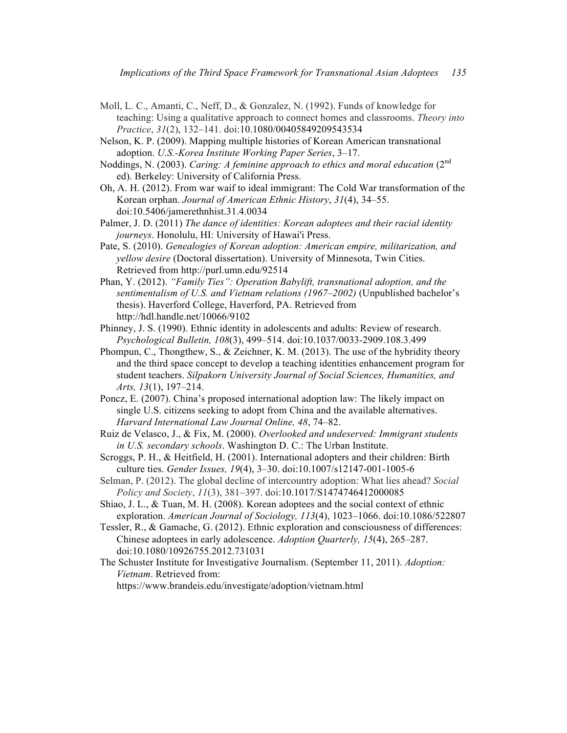Moll, L. C., Amanti, C., Neff, D., & Gonzalez, N. (1992). Funds of knowledge for teaching: Using a qualitative approach to connect homes and classrooms. *Theory into Practice*, *31*(2), 132–141. doi:10.1080/00405849209543534

Nelson, K. P. (2009). Mapping multiple histories of Korean American transnational adoption. *U.S.-Korea Institute Working Paper Series*, 3–17.

Noddings, N. (2003). *Caring: A feminine approach to ethics and moral education* (2nd ed). Berkeley: University of California Press.

Oh, A. H. (2012). From war waif to ideal immigrant: The Cold War transformation of the Korean orphan. *Journal of American Ethnic History*, *31*(4), 34–55. doi:10.5406/jamerethnhist.31.4.0034

Palmer, J. D. (2011) *The dance of identities: Korean adoptees and their racial identity journeys*. Honolulu, HI: University of Hawai'i Press.

Pate, S. (2010). *Genealogies of Korean adoption: American empire, militarization, and yellow desire* (Doctoral dissertation). University of Minnesota, Twin Cities. Retrieved from http://purl.umn.edu/92514

Phan, Y. (2012). *"Family Ties": Operation Babylift, transnational adoption, and the sentimentalism of U.S. and Vietnam relations (1967–2002)* (Unpublished bachelor's thesis). Haverford College, Haverford, PA. Retrieved from http://hdl.handle.net/10066/9102

Phinney, J. S. (1990). Ethnic identity in adolescents and adults: Review of research. *Psychological Bulletin, 108*(3), 499–514. doi:10.1037/0033-2909.108.3.499

Phompun, C., Thongthew, S., & Zeichner, K. M. (2013). The use of the hybridity theory and the third space concept to develop a teaching identities enhancement program for student teachers. *Silpakorn University Journal of Social Sciences, Humanities, and Arts, 13*(1), 197–214.

Poncz, E. (2007). China's proposed international adoption law: The likely impact on single U.S. citizens seeking to adopt from China and the available alternatives. *Harvard International Law Journal Online, 48*, 74–82.

Ruiz de Velasco, J., & Fix, M. (2000). *Overlooked and undeserved: Immigrant students in U.S. secondary schools*. Washington D. C.: The Urban Institute.

Scroggs, P. H., & Heitfield, H. (2001). International adopters and their children: Birth culture ties. *Gender Issues, 19*(4), 3–30. doi:10.1007/s12147-001-1005-6

Selman, P. (2012). The global decline of intercountry adoption: What lies ahead? *Social Policy and Society*, *11*(3), 381–397. doi:10.1017/S1474746412000085

Shiao, J. L., & Tuan, M. H. (2008). Korean adoptees and the social context of ethnic exploration. *American Journal of Sociology, 113*(4), 1023–1066. doi:10.1086/522807

Tessler, R., & Gamache, G. (2012). Ethnic exploration and consciousness of differences: Chinese adoptees in early adolescence. *Adoption Quarterly, 15*(4), 265–287. doi:10.1080/10926755.2012.731031

The Schuster Institute for Investigative Journalism. (September 11, 2011). *Adoption: Vietnam*. Retrieved from: https://www.brandeis.edu/investigate/adoption/vietnam.html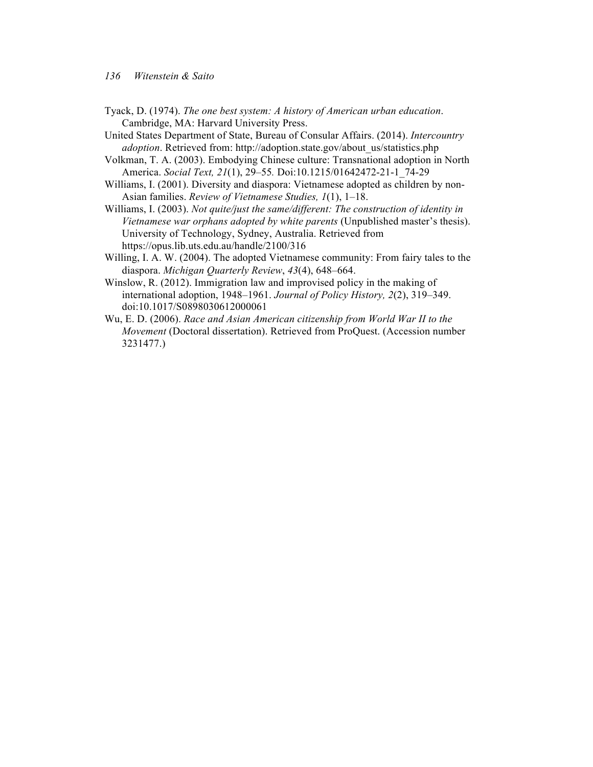Tyack, D. (1974). *The one best system: A history of American urban education*. Cambridge, MA: Harvard University Press.

United States Department of State, Bureau of Consular Affairs. (2014). *Intercountry adoption*. Retrieved from: http://adoption.state.gov/about_us/statistics.php

Volkman, T. A. (2003). Embodying Chinese culture: Transnational adoption in North America. *Social Text, 21*(1), 29–55. Doi:10.1215/01642472-21-1_74-29

Williams, I. (2001). Diversity and diaspora: Vietnamese adopted as children by non-Asian families. *Review of Vietnamese Studies, 1*(1), 1–18.

Williams, I. (2003). *Not quite/just the same/different: The construction of identity in Vietnamese war orphans adopted by white parents* (Unpublished master's thesis). University of Technology, Sydney, Australia. Retrieved from https://opus.lib.uts.edu.au/handle/2100/316

Willing, I. A. W. (2004). The adopted Vietnamese community: From fairy tales to the diaspora. *Michigan Quarterly Review*, *43*(4), 648–664.

Winslow, R. (2012). Immigration law and improvised policy in the making of international adoption, 1948–1961. *Journal of Policy History, 2*(2), 319–349. doi:10.1017/S0898030612000061

Wu, E. D. (2006). *Race and Asian American citizenship from World War II to the Movement* (Doctoral dissertation). Retrieved from ProQuest. (Accession number 3231477.)